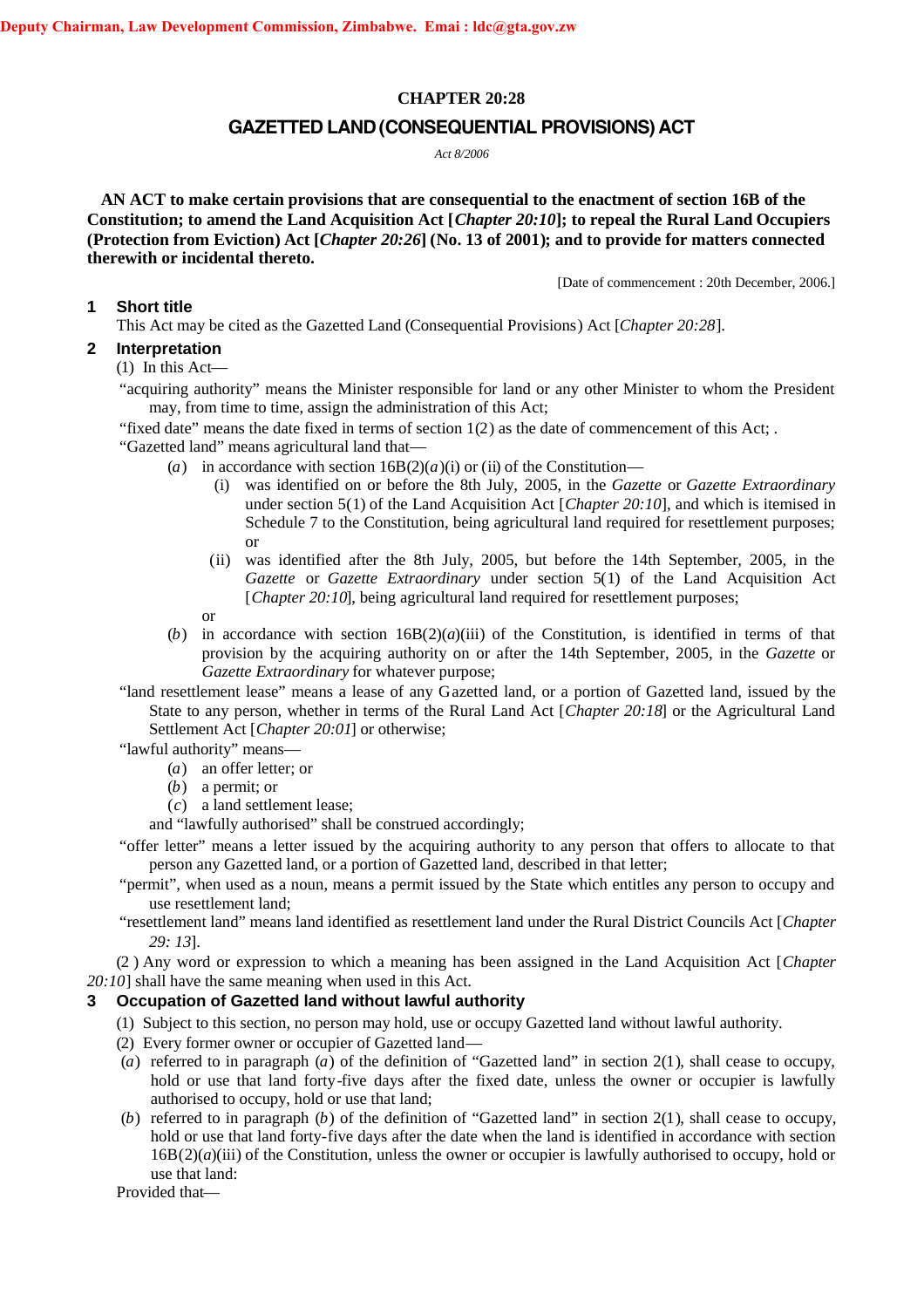Deputy Chairman, Law Development Commission, Zimbabwe. Emai : ldc@gta.gov.zw

# CHAPTER 20:28

## GAZETTED LAND (CONSEQUENTIAL PROVISIONS) ACT

*Act 8/2006*

**AN ACT to make certain provisions that are consequential to the enactment of section 16B of the Constitution; to amend the Land Acquisition Act [*Chapter 20:10*]; to repeal the Rural Land Occupiers (Protection from Eviction) Act [*Chapter 20:26*] (No. 13 of 2001); and to provide for matters connected therewith or incidental thereto.**

[Date of commencement : 20th December, 2006.]

### 1 Short title

This Act may be cited as the Gazetted Land (Consequential Provisions) Act [*Chapter 20:28*].

### 2 Interpretation

(1) In this Act—

"acquiring authority" means the Minister responsible for land or any other Minister to whom the President may, from time to time, assign the administration of this Act;

"fixed date" means the date fixed in terms of section 1(2) as the date of commencement of this Act; .

"Gazetted land" means agricultural land that—

(*a*) in accordance with section 16B(2)(*a*)(i) or (ii) of the Constitution—

(i) was identified on or before the 8th July, 2005, in the *Gazette* or *Gazette Extraordinary* under section 5(1) of the Land Acquisition Act [*Chapter 20:10*], and which is itemised in Schedule 7 to the Constitution, being agricultural land required for resettlement purposes; or

(ii) was identified after the 8th July, 2005, but before the 14th September, 2005, in the *Gazette* or *Gazette Extraordinary* under section 5(1) of the Land Acquisition Act [*Chapter 20:10*], being agricultural land required for resettlement purposes;

or

(*b*) in accordance with section 16B(2)(*a*)(iii) of the Constitution, is identified in terms of that provision by the acquiring authority on or after the 14th September, 2005, in the *Gazette* or *Gazette Extraordinary* for whatever purpose;

"land resettlement lease" means a lease of any Gazetted land, or a portion of Gazetted land, issued by the State to any person, whether in terms of the Rural Land Act [*Chapter 20:18*] or the Agricultural Land Settlement Act [*Chapter 20:01*] or otherwise;

"lawful authority" means—

(*a*) an offer letter; or

(*b*) a permit; or

(*c*) a land settlement lease;

and "lawfully authorised" shall be construed accordingly;

"offer letter" means a letter issued by the acquiring authority to any person that offers to allocate to that person any Gazetted land, or a portion of Gazetted land, described in that letter;

"permit", when used as a noun, means a permit issued by the State which entitles any person to occupy and use resettlement land;

"resettlement land" means land identified as resettlement land under the Rural District Councils Act [*Chapter 29: 13*].

(2 ) Any word or expression to which a meaning has been assigned in the Land Acquisition Act [*Chapter 20:10*] shall have the same meaning when used in this Act.

### 3 Occupation of Gazetted land without lawful authority

(1) Subject to this section, no person may hold, use or occupy Gazetted land without lawful authority.

(2) Every former owner or occupier of Gazetted land—

(*a*) referred to in paragraph (*a*) of the definition of "Gazetted land" in section 2(1), shall cease to occupy, hold or use that land forty-five days after the fixed date, unless the owner or occupier is lawfully authorised to occupy, hold or use that land;

(*b*) referred to in paragraph (*b*) of the definition of "Gazetted land" in section 2(1), shall cease to occupy, hold or use that land forty-five days after the date when the land is identified in accordance with section 16B(2)(*a*)(iii) of the Constitution, unless the owner or occupier is lawfully authorised to occupy, hold or use that land:

Provided that—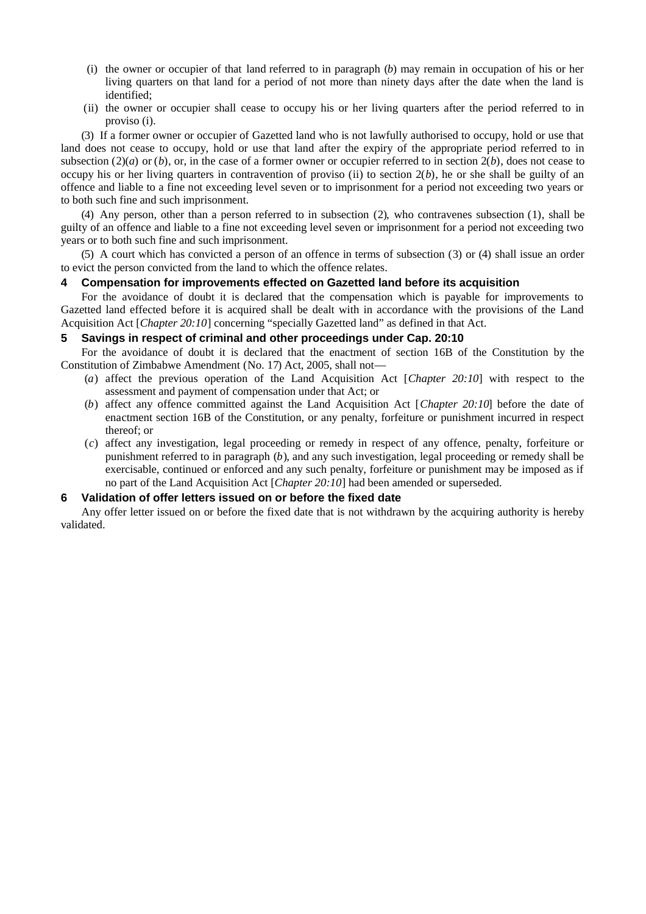(i) the owner or occupier of that land referred to in paragraph (*b*) may remain in occupation of his or her living quarters on that land for a period of not more than ninety days after the date when the land is identified;

(ii) the owner or occupier shall cease to occupy his or her living quarters after the period referred to in proviso (i).

(3) If a former owner or occupier of Gazetted land who is not lawfully authorised to occupy, hold or use that land does not cease to occupy, hold or use that land after the expiry of the appropriate period referred to in subsection (2)(*a*) or (*b*), or, in the case of a former owner or occupier referred to in section 2(*b*), does not cease to occupy his or her living quarters in contravention of proviso (ii) to section 2(*b*), he or she shall be guilty of an offence and liable to a fine not exceeding level seven or to imprisonment for a period not exceeding two years or to both such fine and such imprisonment.

(4) Any person, other than a person referred to in subsection (2), who contravenes subsection (1), shall be guilty of an offence and liable to a fine not exceeding level seven or imprisonment for a period not exceeding two years or to both such fine and such imprisonment.

(5) A court which has convicted a person of an offence in terms of subsection (3) or (4) shall issue an order to evict the person convicted from the land to which the offence relates.

### 4 Compensation for improvements effected on Gazetted land before its acquisition

For the avoidance of doubt it is declared that the compensation which is payable for improvements to Gazetted land effected before it is acquired shall be dealt with in accordance with the provisions of the Land Acquisition Act [*Chapter 20:10*] concerning "specially Gazetted land" as defined in that Act.

### 5 Savings in respect of criminal and other proceedings under Cap. 20:10

For the avoidance of doubt it is declared that the enactment of section 16B of the Constitution by the Constitution of Zimbabwe Amendment (No. 17) Act, 2005, shall not—

(*a*) affect the previous operation of the Land Acquisition Act [*Chapter 20:10*] with respect to the assessment and payment of compensation under that Act; or

(*b*) affect any offence committed against the Land Acquisition Act [*Chapter 20:10*] before the date of enactment section 16B of the Constitution, or any penalty, forfeiture or punishment incurred in respect thereof; or

(*c*) affect any investigation, legal proceeding or remedy in respect of any offence, penalty, forfeiture or punishment referred to in paragraph (*b*), and any such investigation, legal proceeding or remedy shall be exercisable, continued or enforced and any such penalty, forfeiture or punishment may be imposed as if no part of the Land Acquisition Act [*Chapter 20:10*] had been amended or superseded.

### 6 Validation of offer letters issued on or before the fixed date

Any offer letter issued on or before the fixed date that is not withdrawn by the acquiring authority is hereby validated.